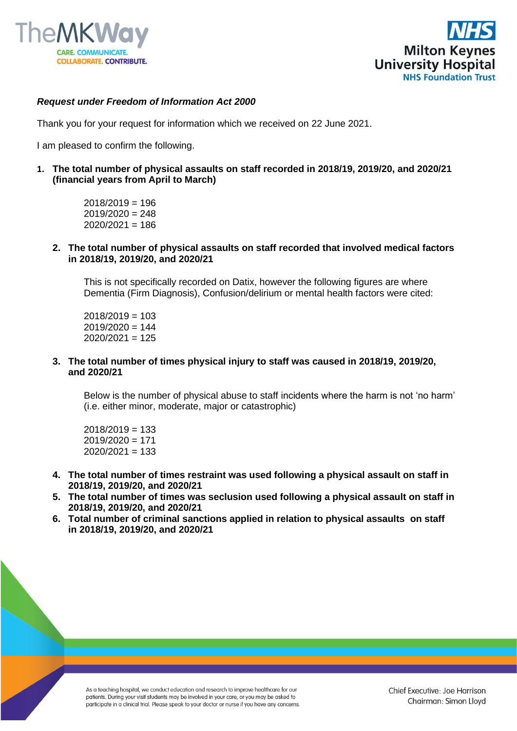***Request under Freedom of Information Act 2000***

Thank you for your request for information which we received on 22 June 2021.

I am pleased to confirm the following.

1. **The total number of physical assaults on staff recorded in 2018/19, 2019/20, and 2020/21 (financial years from April to March)**

   2018/2019 = 196
   2019/2020 = 248
   2020/2021 = 186

2. **The total number of physical assaults on staff recorded that involved medical factors in 2018/19, 2019/20, and 2020/21**

   This is not specifically recorded on Datix, however the following figures are where Dementia (Firm Diagnosis), Confusion/delirium or mental health factors were cited:

   2018/2019 = 103
   2019/2020 = 144
   2020/2021 = 125

3. **The total number of times physical injury to staff was caused in 2018/19, 2019/20, and 2020/21**

   Below is the number of physical abuse to staff incidents where the harm is not 'no harm' (i.e. either minor, moderate, major or catastrophic)

   2018/2019 = 133
   2019/2020 = 171
   2020/2021 = 133

4. **The total number of times restraint was used following a physical assault on staff in 2018/19, 2019/20, and 2020/21**
5. **The total number of times was seclusion used following a physical assault on staff in 2018/19, 2019/20, and 2020/21**
6. **Total number of criminal sanctions applied in relation to physical assaults on staff in 2018/19, 2019/20, and 2020/21**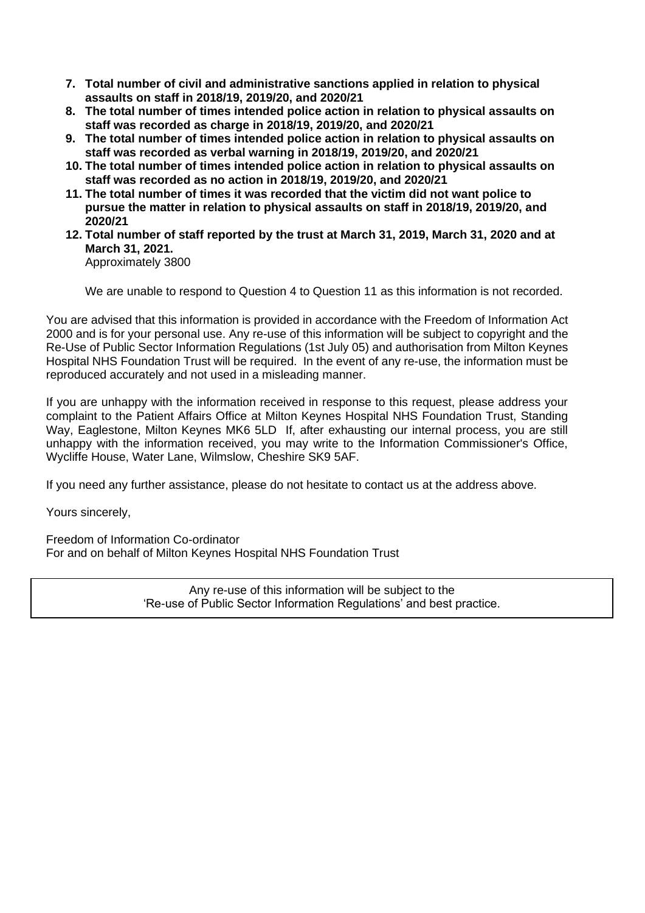7. **Total number of civil and administrative sanctions applied in relation to physical assaults on staff in 2018/19, 2019/20, and 2020/21**
8. **The total number of times intended police action in relation to physical assaults on staff was recorded as charge in 2018/19, 2019/20, and 2020/21**
9. **The total number of times intended police action in relation to physical assaults on staff was recorded as verbal warning in 2018/19, 2019/20, and 2020/21**
10. **The total number of times intended police action in relation to physical assaults on staff was recorded as no action in 2018/19, 2019/20, and 2020/21**
11. **The total number of times it was recorded that the victim did not want police to pursue the matter in relation to physical assaults on staff in 2018/19, 2019/20, and 2020/21**
12. **Total number of staff reported by the trust at March 31, 2019, March 31, 2020 and at March 31, 2021.**
    Approximately 3800

    We are unable to respond to Question 4 to Question 11 as this information is not recorded.

You are advised that this information is provided in accordance with the Freedom of Information Act 2000 and is for your personal use. Any re-use of this information will be subject to copyright and the Re-Use of Public Sector Information Regulations (1st July 05) and authorisation from Milton Keynes Hospital NHS Foundation Trust will be required. In the event of any re-use, the information must be reproduced accurately and not used in a misleading manner.

If you are unhappy with the information received in response to this request, please address your complaint to the Patient Affairs Office at Milton Keynes Hospital NHS Foundation Trust, Standing Way, Eaglestone, Milton Keynes MK6 5LD If, after exhausting our internal process, you are still unhappy with the information received, you may write to the Information Commissioner's Office, Wycliffe House, Water Lane, Wilmslow, Cheshire SK9 5AF.

If you need any further assistance, please do not hesitate to contact us at the address above.

Yours sincerely,

Freedom of Information Co-ordinator
For and on behalf of Milton Keynes Hospital NHS Foundation Trust

Any re-use of this information will be subject to the
'Re-use of Public Sector Information Regulations' and best practice.